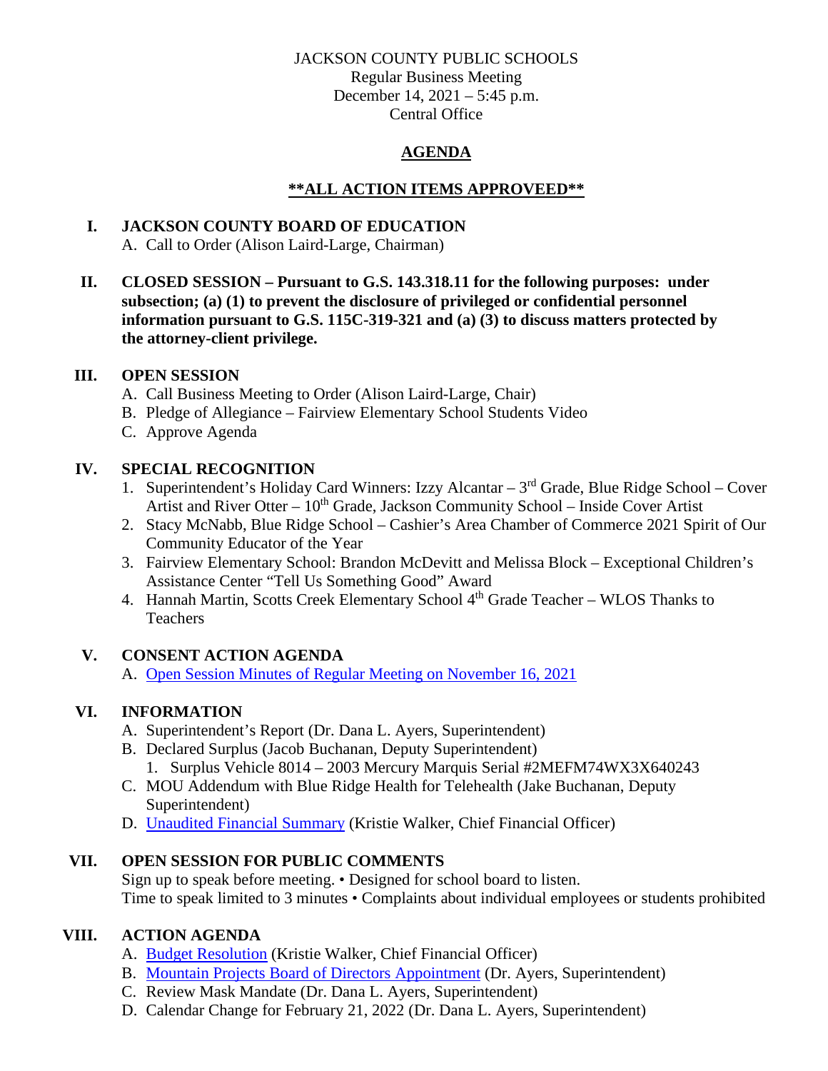JACKSON COUNTY PUBLIC SCHOOLS
Regular Business Meeting
December 14, 2021 – 5:45 p.m.
Central Office

# AGENDA

## **\*\*ALL ACTION ITEMS APPROVEED\*\***

## I. JACKSON COUNTY BOARD OF EDUCATION

A. Call to Order (Alison Laird-Large, Chairman)

## II. CLOSED SESSION – Pursuant to G.S. 143.318.11 for the following purposes: under subsection; (a) (1) to prevent the disclosure of privileged or confidential personnel information pursuant to G.S. 115C-319-321 and (a) (3) to discuss matters protected by the attorney-client privilege.

## III. OPEN SESSION

A. Call Business Meeting to Order (Alison Laird-Large, Chair)
B. Pledge of Allegiance – Fairview Elementary School Students Video
C. Approve Agenda

## IV. SPECIAL RECOGNITION

1. Superintendent's Holiday Card Winners: Izzy Alcantar – 3rd Grade, Blue Ridge School – Cover Artist and River Otter – 10th Grade, Jackson Community School – Inside Cover Artist
2. Stacy McNabb, Blue Ridge School – Cashier's Area Chamber of Commerce 2021 Spirit of Our Community Educator of the Year
3. Fairview Elementary School: Brandon McDevitt and Melissa Block – Exceptional Children's Assistance Center "Tell Us Something Good" Award
4. Hannah Martin, Scotts Creek Elementary School 4th Grade Teacher – WLOS Thanks to Teachers

## V. CONSENT ACTION AGENDA

A. Open Session Minutes of Regular Meeting on November 16, 2021

## VI. INFORMATION

A. Superintendent's Report (Dr. Dana L. Ayers, Superintendent)
B. Declared Surplus (Jacob Buchanan, Deputy Superintendent)
   1. Surplus Vehicle 8014 – 2003 Mercury Marquis Serial #2MEFM74WX3X640243
C. MOU Addendum with Blue Ridge Health for Telehealth (Jake Buchanan, Deputy Superintendent)
D. Unaudited Financial Summary (Kristie Walker, Chief Financial Officer)

## VII. OPEN SESSION FOR PUBLIC COMMENTS

Sign up to speak before meeting. • Designed for school board to listen.
Time to speak limited to 3 minutes • Complaints about individual employees or students prohibited

## VIII. ACTION AGENDA

A. Budget Resolution (Kristie Walker, Chief Financial Officer)
B. Mountain Projects Board of Directors Appointment (Dr. Ayers, Superintendent)
C. Review Mask Mandate (Dr. Dana L. Ayers, Superintendent)
D. Calendar Change for February 21, 2022 (Dr. Dana L. Ayers, Superintendent)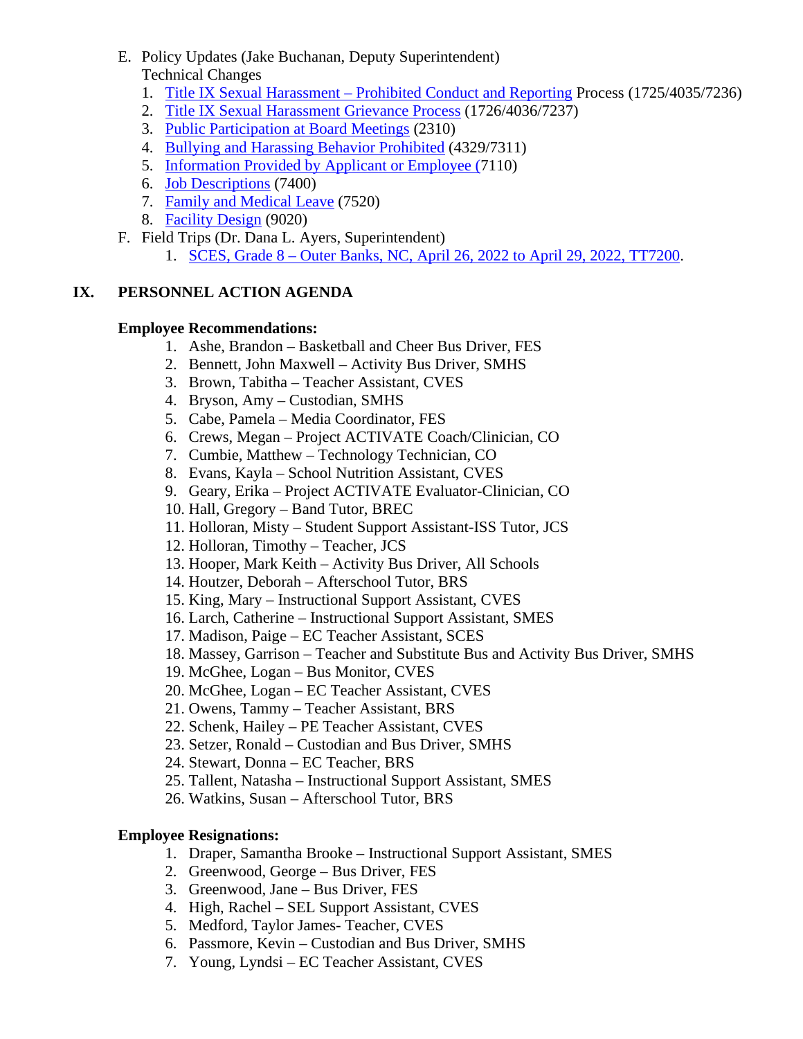E. Policy Updates (Jake Buchanan, Deputy Superintendent)
   Technical Changes
   1. Title IX Sexual Harassment – Prohibited Conduct and Reporting Process (1725/4035/7236)
   2. Title IX Sexual Harassment Grievance Process (1726/4036/7237)
   3. Public Participation at Board Meetings (2310)
   4. Bullying and Harassing Behavior Prohibited (4329/7311)
   5. Information Provided by Applicant or Employee (7110)
   6. Job Descriptions (7400)
   7. Family and Medical Leave (7520)
   8. Facility Design (9020)

F. Field Trips (Dr. Dana L. Ayers, Superintendent)
   1. SCES, Grade 8 – Outer Banks, NC, April 26, 2022 to April 29, 2022, TT7200.

## IX. PERSONNEL ACTION AGENDA

**Employee Recommendations:**

1. Ashe, Brandon – Basketball and Cheer Bus Driver, FES
2. Bennett, John Maxwell – Activity Bus Driver, SMHS
3. Brown, Tabitha – Teacher Assistant, CVES
4. Bryson, Amy – Custodian, SMHS
5. Cabe, Pamela – Media Coordinator, FES
6. Crews, Megan – Project ACTIVATE Coach/Clinician, CO
7. Cumbie, Matthew – Technology Technician, CO
8. Evans, Kayla – School Nutrition Assistant, CVES
9. Geary, Erika – Project ACTIVATE Evaluator-Clinician, CO
10. Hall, Gregory – Band Tutor, BREC
11. Holloran, Misty – Student Support Assistant-ISS Tutor, JCS
12. Holloran, Timothy – Teacher, JCS
13. Hooper, Mark Keith – Activity Bus Driver, All Schools
14. Houtzer, Deborah – Afterschool Tutor, BRS
15. King, Mary – Instructional Support Assistant, CVES
16. Larch, Catherine – Instructional Support Assistant, SMES
17. Madison, Paige – EC Teacher Assistant, SCES
18. Massey, Garrison – Teacher and Substitute Bus and Activity Bus Driver, SMHS
19. McGhee, Logan – Bus Monitor, CVES
20. McGhee, Logan – EC Teacher Assistant, CVES
21. Owens, Tammy – Teacher Assistant, BRS
22. Schenk, Hailey – PE Teacher Assistant, CVES
23. Setzer, Ronald – Custodian and Bus Driver, SMHS
24. Stewart, Donna – EC Teacher, BRS
25. Tallent, Natasha – Instructional Support Assistant, SMES
26. Watkins, Susan – Afterschool Tutor, BRS

**Employee Resignations:**

1. Draper, Samantha Brooke – Instructional Support Assistant, SMES
2. Greenwood, George – Bus Driver, FES
3. Greenwood, Jane – Bus Driver, FES
4. High, Rachel – SEL Support Assistant, CVES
5. Medford, Taylor James- Teacher, CVES
6. Passmore, Kevin – Custodian and Bus Driver, SMHS
7. Young, Lyndsi – EC Teacher Assistant, CVES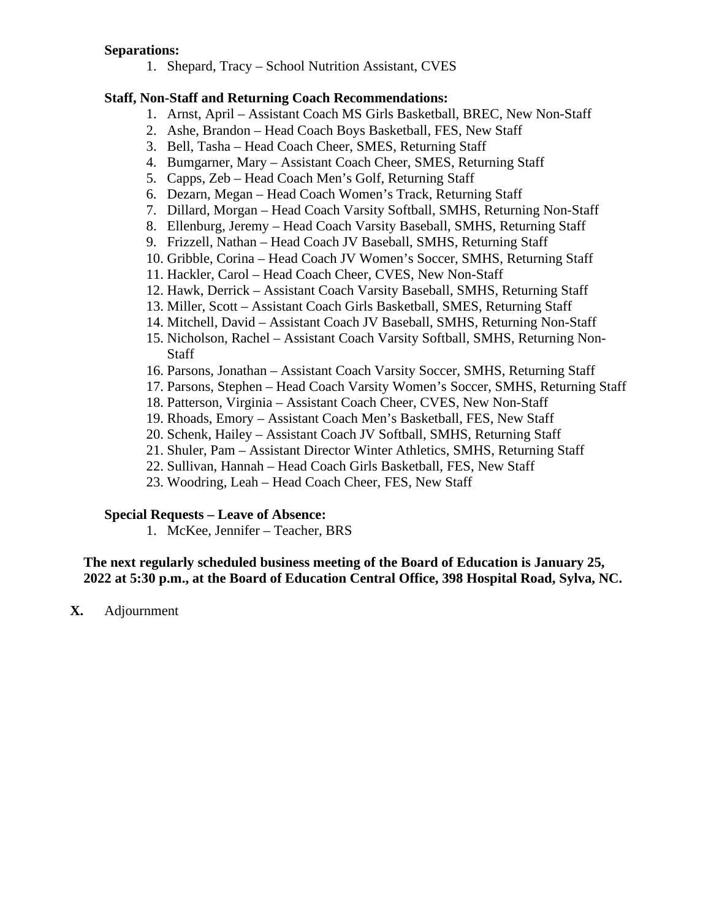**Separations:**

1. Shepard, Tracy – School Nutrition Assistant, CVES

**Staff, Non-Staff and Returning Coach Recommendations:**

1. Arnst, April – Assistant Coach MS Girls Basketball, BREC, New Non-Staff
2. Ashe, Brandon – Head Coach Boys Basketball, FES, New Staff
3. Bell, Tasha – Head Coach Cheer, SMES, Returning Staff
4. Bumgarner, Mary – Assistant Coach Cheer, SMES, Returning Staff
5. Capps, Zeb – Head Coach Men's Golf, Returning Staff
6. Dezarn, Megan – Head Coach Women's Track, Returning Staff
7. Dillard, Morgan – Head Coach Varsity Softball, SMHS, Returning Non-Staff
8. Ellenburg, Jeremy – Head Coach Varsity Baseball, SMHS, Returning Staff
9. Frizzell, Nathan – Head Coach JV Baseball, SMHS, Returning Staff
10. Gribble, Corina – Head Coach JV Women's Soccer, SMHS, Returning Staff
11. Hackler, Carol – Head Coach Cheer, CVES, New Non-Staff
12. Hawk, Derrick – Assistant Coach Varsity Baseball, SMHS, Returning Staff
13. Miller, Scott – Assistant Coach Girls Basketball, SMES, Returning Staff
14. Mitchell, David – Assistant Coach JV Baseball, SMHS, Returning Non-Staff
15. Nicholson, Rachel – Assistant Coach Varsity Softball, SMHS, Returning Non-Staff
16. Parsons, Jonathan – Assistant Coach Varsity Soccer, SMHS, Returning Staff
17. Parsons, Stephen – Head Coach Varsity Women's Soccer, SMHS, Returning Staff
18. Patterson, Virginia – Assistant Coach Cheer, CVES, New Non-Staff
19. Rhoads, Emory – Assistant Coach Men's Basketball, FES, New Staff
20. Schenk, Hailey – Assistant Coach JV Softball, SMHS, Returning Staff
21. Shuler, Pam – Assistant Director Winter Athletics, SMHS, Returning Staff
22. Sullivan, Hannah – Head Coach Girls Basketball, FES, New Staff
23. Woodring, Leah – Head Coach Cheer, FES, New Staff

**Special Requests – Leave of Absence:**

1. McKee, Jennifer – Teacher, BRS

**The next regularly scheduled business meeting of the Board of Education is January 25, 2022 at 5:30 p.m., at the Board of Education Central Office, 398 Hospital Road, Sylva, NC.**

**X.** Adjournment